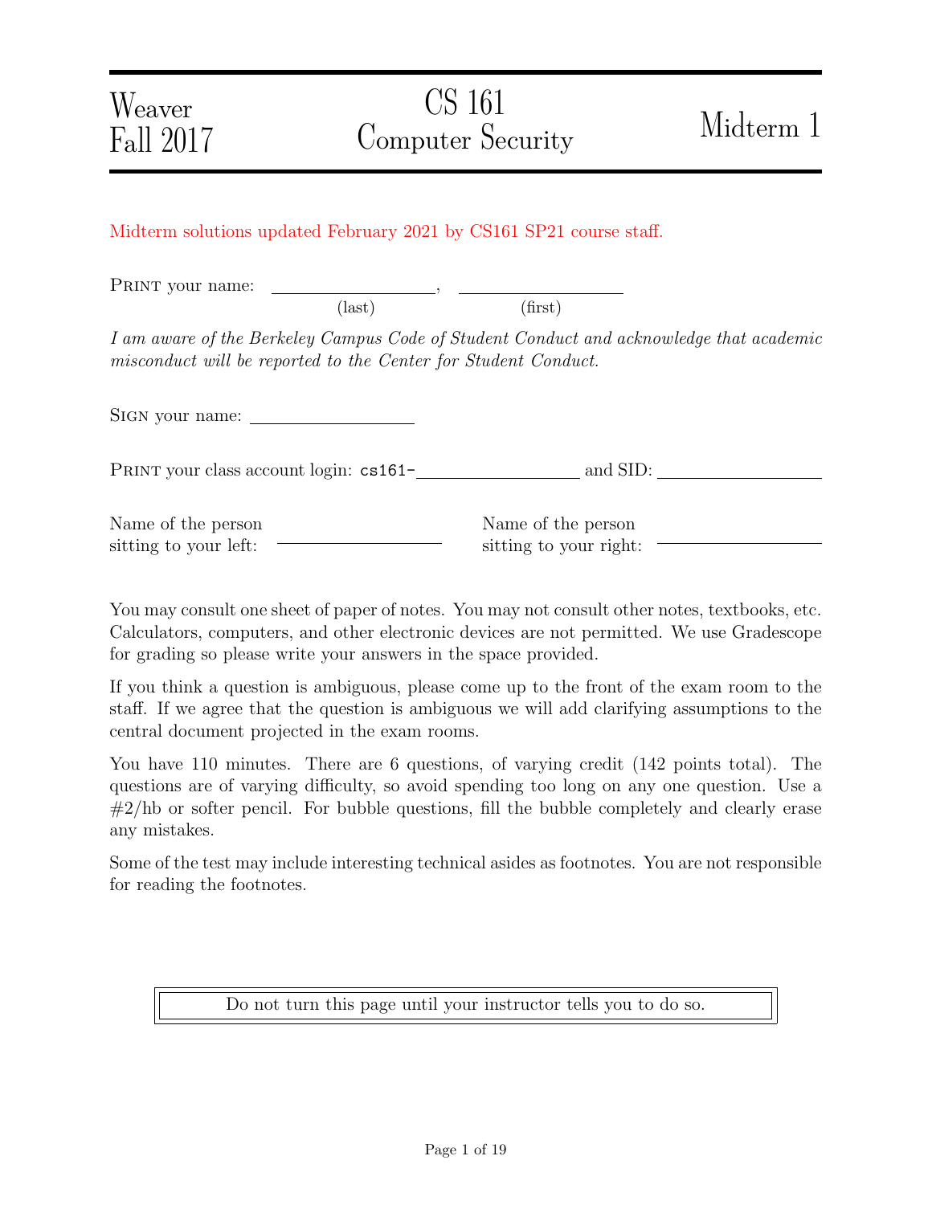Weaver
Fall 2017

# CS 161 Computer Security

# Midterm 1

Midterm solutions updated February 2021 by CS161 SP21 course staff.

PRINT your name: \_\_\_\_\_\_\_\_\_\_\_\_\_\_\_\_\_\_, \_\_\_\_\_\_\_\_\_\_\_\_\_\_\_\_\_\_
(last) (first)

*I am aware of the Berkeley Campus Code of Student Conduct and acknowledge that academic misconduct will be reported to the Center for Student Conduct.*

SIGN your name: \_\_\_\_\_\_\_\_\_\_\_\_\_\_\_\_\_\_

PRINT your class account login: cs161-\_\_\_\_\_\_\_\_\_\_\_\_\_\_\_\_\_\_ and SID: \_\_\_\_\_\_\_\_\_\_\_\_\_\_\_\_\_\_

Name of the person sitting to your left: \_\_\_\_\_\_\_\_\_\_\_\_\_\_\_\_\_\_ Name of the person sitting to your right: \_\_\_\_\_\_\_\_\_\_\_\_\_\_\_\_\_\_

You may consult one sheet of paper of notes. You may not consult other notes, textbooks, etc. Calculators, computers, and other electronic devices are not permitted. We use Gradescope for grading so please write your answers in the space provided.

If you think a question is ambiguous, please come up to the front of the exam room to the staff. If we agree that the question is ambiguous we will add clarifying assumptions to the central document projected in the exam rooms.

You have 110 minutes. There are 6 questions, of varying credit (142 points total). The questions are of varying difficulty, so avoid spending too long on any one question. Use a #2/hb or softer pencil. For bubble questions, fill the bubble completely and clearly erase any mistakes.

Some of the test may include interesting technical asides as footnotes. You are not responsible for reading the footnotes.

Do not turn this page until your instructor tells you to do so.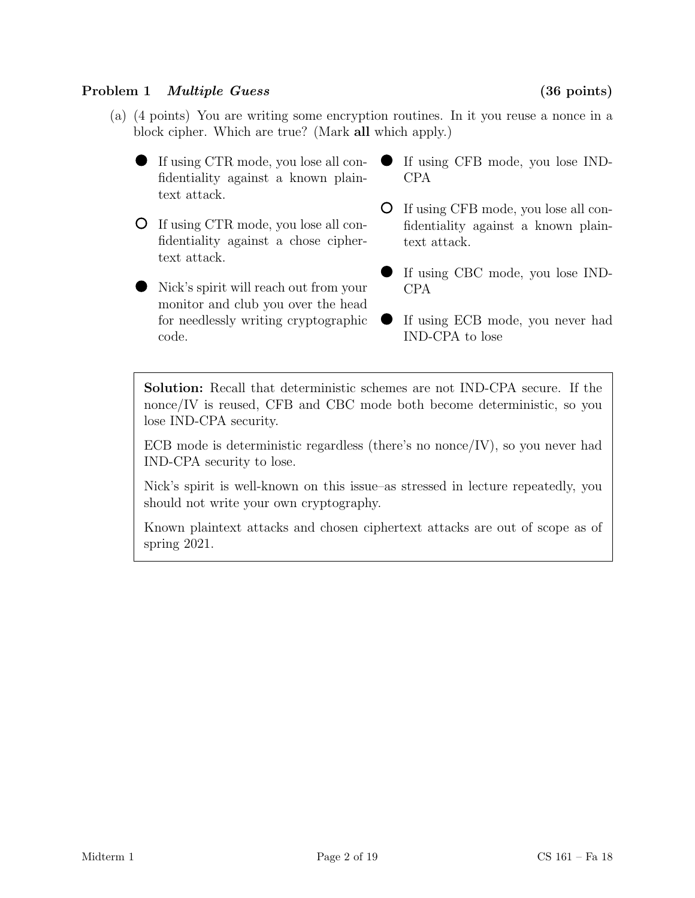## Problem 1 *Multiple Guess* (36 points)

(a) (4 points) You are writing some encryption routines. In it you reuse a nonce in a block cipher. Which are true? (Mark **all** which apply.)

- ● If using CTR mode, you lose all confidentiality against a known plaintext attack.
- ○ If using CTR mode, you lose all confidentiality against a chose ciphertext attack.
- ● Nick's spirit will reach out from your monitor and club you over the head for needlessly writing cryptographic code.
- ● If using CFB mode, you lose IND-CPA
- ○ If using CFB mode, you lose all confidentiality against a known plaintext attack.
- ● If using CBC mode, you lose IND-CPA
- ● If using ECB mode, you never had IND-CPA to lose

> **Solution:** Recall that deterministic schemes are not IND-CPA secure. If the nonce/IV is reused, CFB and CBC mode both become deterministic, so you lose IND-CPA security.
>
> ECB mode is deterministic regardless (there's no nonce/IV), so you never had IND-CPA security to lose.
>
> Nick's spirit is well-known on this issue–as stressed in lecture repeatedly, you should not write your own cryptography.
>
> Known plaintext attacks and chosen ciphertext attacks are out of scope as of spring 2021.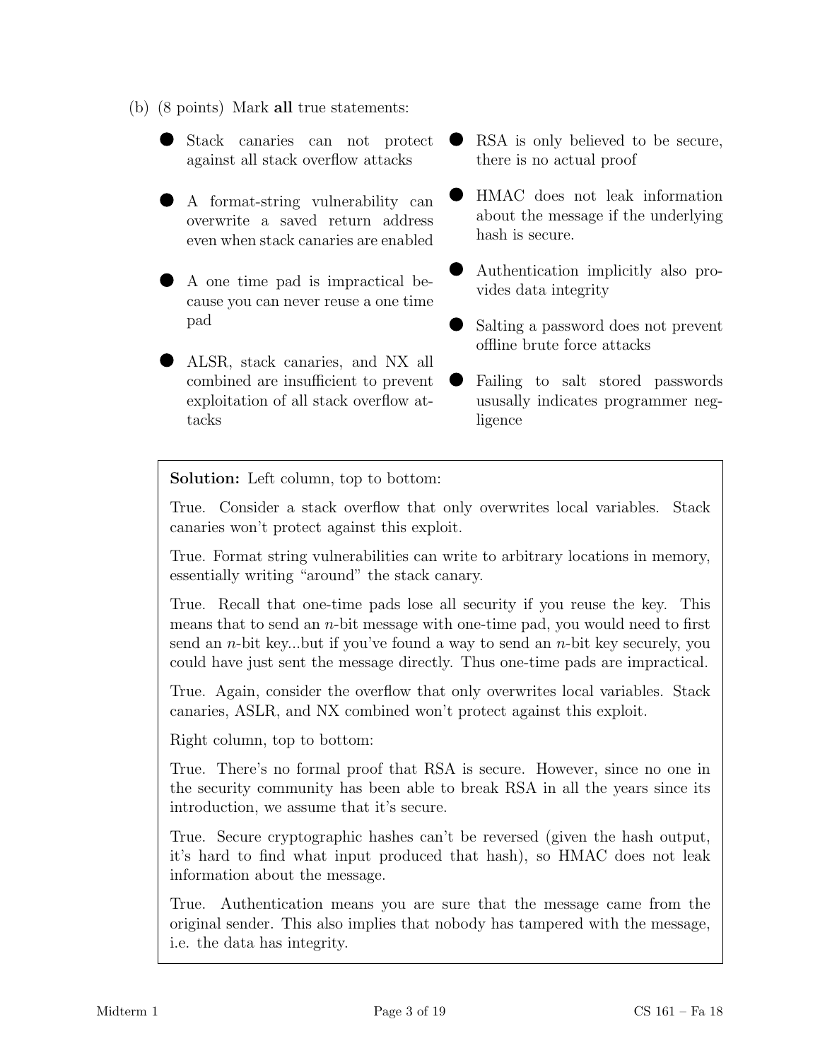(b) (8 points) Mark **all** true statements:

- ● Stack canaries can not protect against all stack overflow attacks
- ● A format-string vulnerability can overwrite a saved return address even when stack canaries are enabled
- ● A one time pad is impractical because you can never reuse a one time pad
- ● ALSR, stack canaries, and NX all combined are insufficient to prevent exploitation of all stack overflow attacks
- ● RSA is only believed to be secure, there is no actual proof
- ● HMAC does not leak information about the message if the underlying hash is secure.
- ● Authentication implicitly also provides data integrity
- ● Salting a password does not prevent offline brute force attacks
- ● Failing to salt stored passwords ususally indicates programmer negligence

**Solution:** Left column, top to bottom:

True. Consider a stack overflow that only overwrites local variables. Stack canaries won't protect against this exploit.

True. Format string vulnerabilities can write to arbitrary locations in memory, essentially writing "around" the stack canary.

True. Recall that one-time pads lose all security if you reuse the key. This means that to send an $n$-bit message with one-time pad, you would need to first send an $n$-bit key...but if you've found a way to send an $n$-bit key securely, you could have just sent the message directly. Thus one-time pads are impractical.

True. Again, consider the overflow that only overwrites local variables. Stack canaries, ASLR, and NX combined won't protect against this exploit.

Right column, top to bottom:

True. There's no formal proof that RSA is secure. However, since no one in the security community has been able to break RSA in all the years since its introduction, we assume that it's secure.

True. Secure cryptographic hashes can't be reversed (given the hash output, it's hard to find what input produced that hash), so HMAC does not leak information about the message.

True. Authentication means you are sure that the message came from the original sender. This also implies that nobody has tampered with the message, i.e. the data has integrity.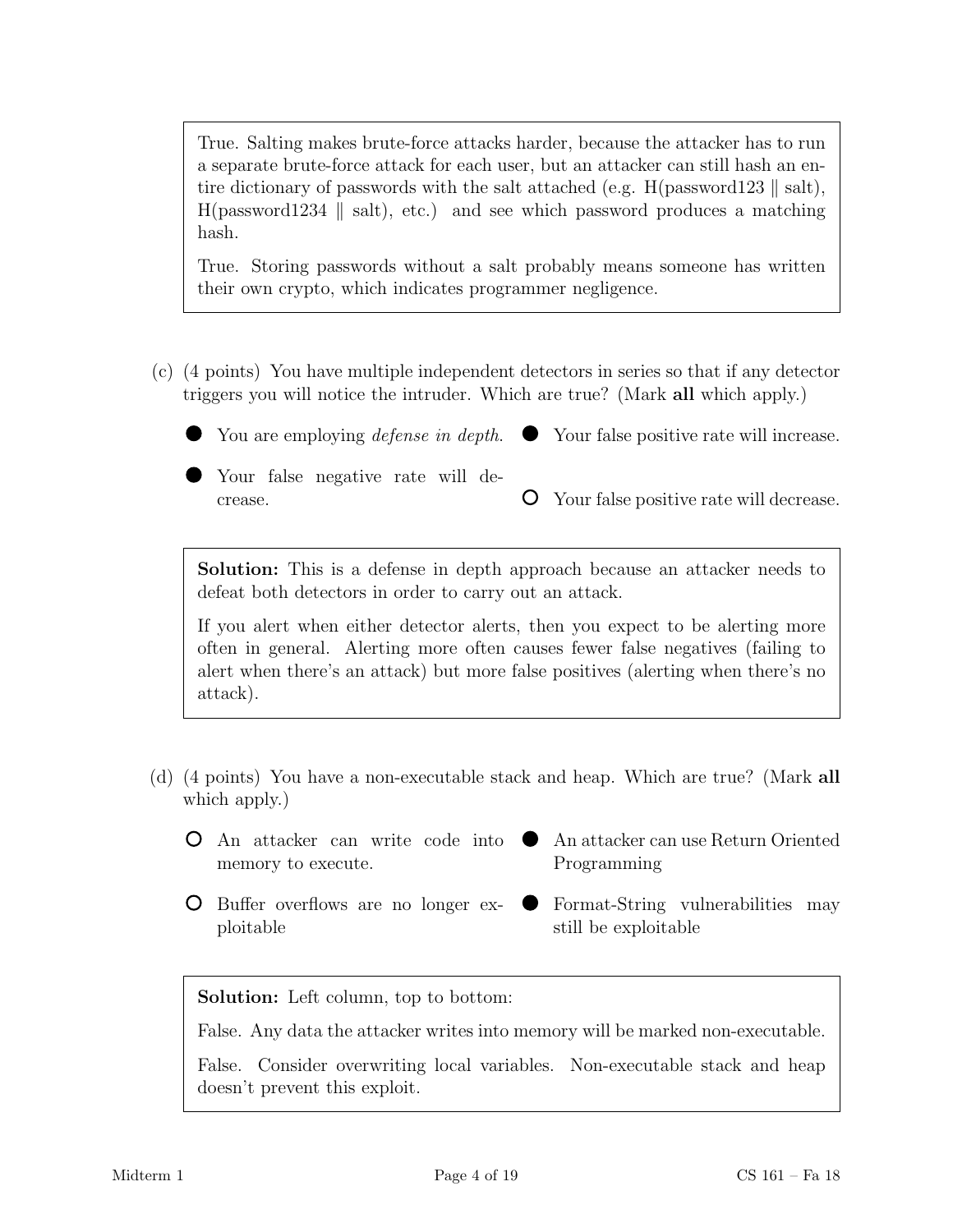True. Salting makes brute-force attacks harder, because the attacker has to run a separate brute-force attack for each user, but an attacker can still hash an entire dictionary of passwords with the salt attached (e.g. H(password123 ‖ salt), H(password1234 ‖ salt), etc.) and see which password produces a matching hash.

True. Storing passwords without a salt probably means someone has written their own crypto, which indicates programmer negligence.

(c) (4 points) You have multiple independent detectors in series so that if any detector triggers you will notice the intruder. Which are true? (Mark **all** which apply.)

- ● You are employing *defense in depth*.
- ● Your false positive rate will increase.
- ● Your false negative rate will decrease.
- ○ Your false positive rate will decrease.

**Solution:** This is a defense in depth approach because an attacker needs to defeat both detectors in order to carry out an attack.

If you alert when either detector alerts, then you expect to be alerting more often in general. Alerting more often causes fewer false negatives (failing to alert when there's an attack) but more false positives (alerting when there's no attack).

(d) (4 points) You have a non-executable stack and heap. Which are true? (Mark **all** which apply.)

- ○ An attacker can write code into memory to execute.
- ● An attacker can use Return Oriented Programming
- ○ Buffer overflows are no longer exploitable
- ● Format-String vulnerabilities may still be exploitable

**Solution:** Left column, top to bottom:

False. Any data the attacker writes into memory will be marked non-executable.

False. Consider overwriting local variables. Non-executable stack and heap doesn't prevent this exploit.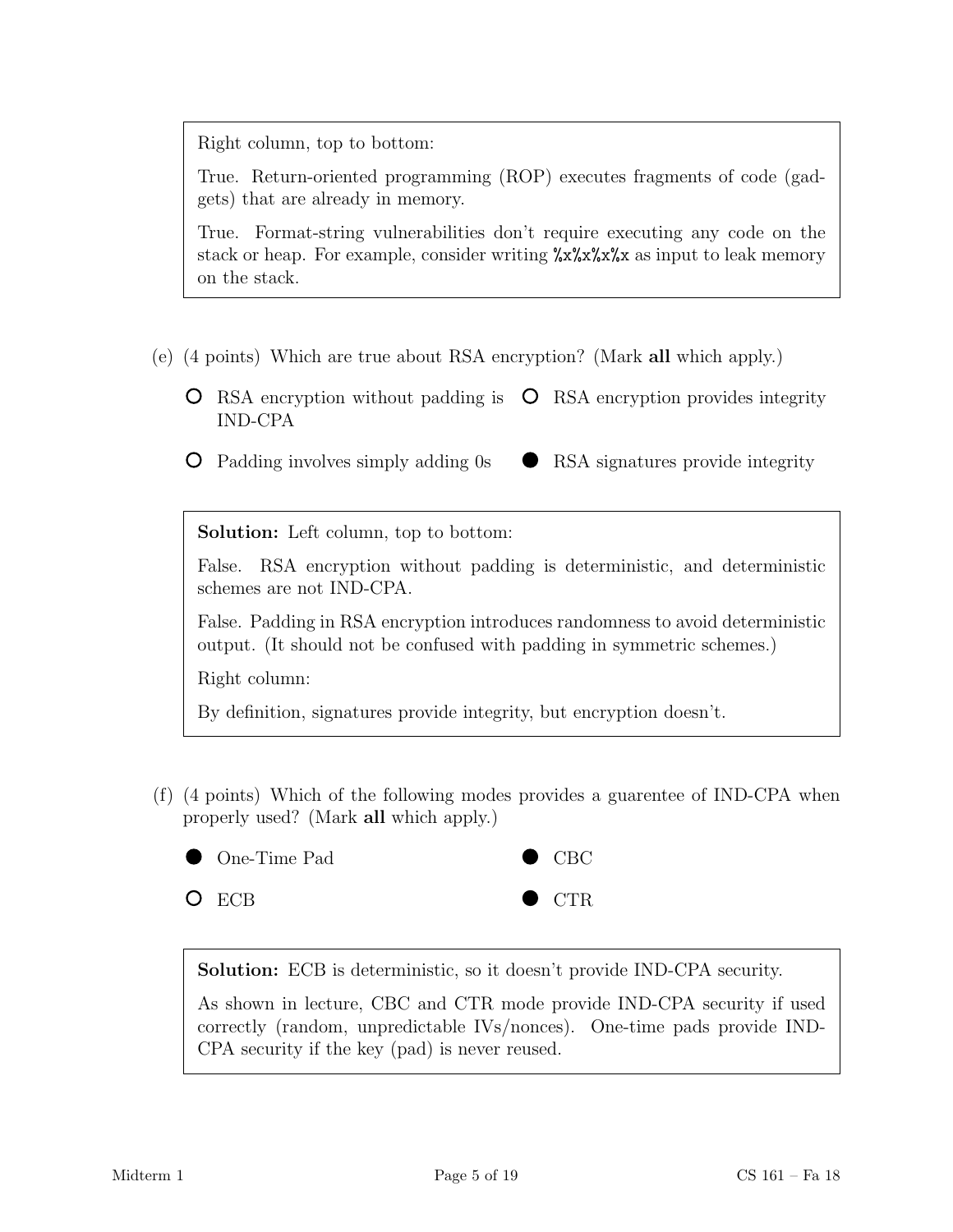Right column, top to bottom:

True. Return-oriented programming (ROP) executes fragments of code (gadgets) that are already in memory.

True. Format-string vulnerabilities don't require executing any code on the stack or heap. For example, consider writing `%x%x%x%x` as input to leak memory on the stack.

(e) (4 points) Which are true about RSA encryption? (Mark **all** which apply.)

- ○ RSA encryption without padding is IND-CPA
- ○ RSA encryption provides integrity
- ○ Padding involves simply adding 0s
- ● RSA signatures provide integrity

**Solution:** Left column, top to bottom:

False. RSA encryption without padding is deterministic, and deterministic schemes are not IND-CPA.

False. Padding in RSA encryption introduces randomness to avoid deterministic output. (It should not be confused with padding in symmetric schemes.)

Right column:

By definition, signatures provide integrity, but encryption doesn't.

(f) (4 points) Which of the following modes provides a guarentee of IND-CPA when properly used? (Mark **all** which apply.)

- ● One-Time Pad
- ● CBC
- ○ ECB
- ● CTR

**Solution:** ECB is deterministic, so it doesn't provide IND-CPA security.

As shown in lecture, CBC and CTR mode provide IND-CPA security if used correctly (random, unpredictable IVs/nonces). One-time pads provide IND-CPA security if the key (pad) is never reused.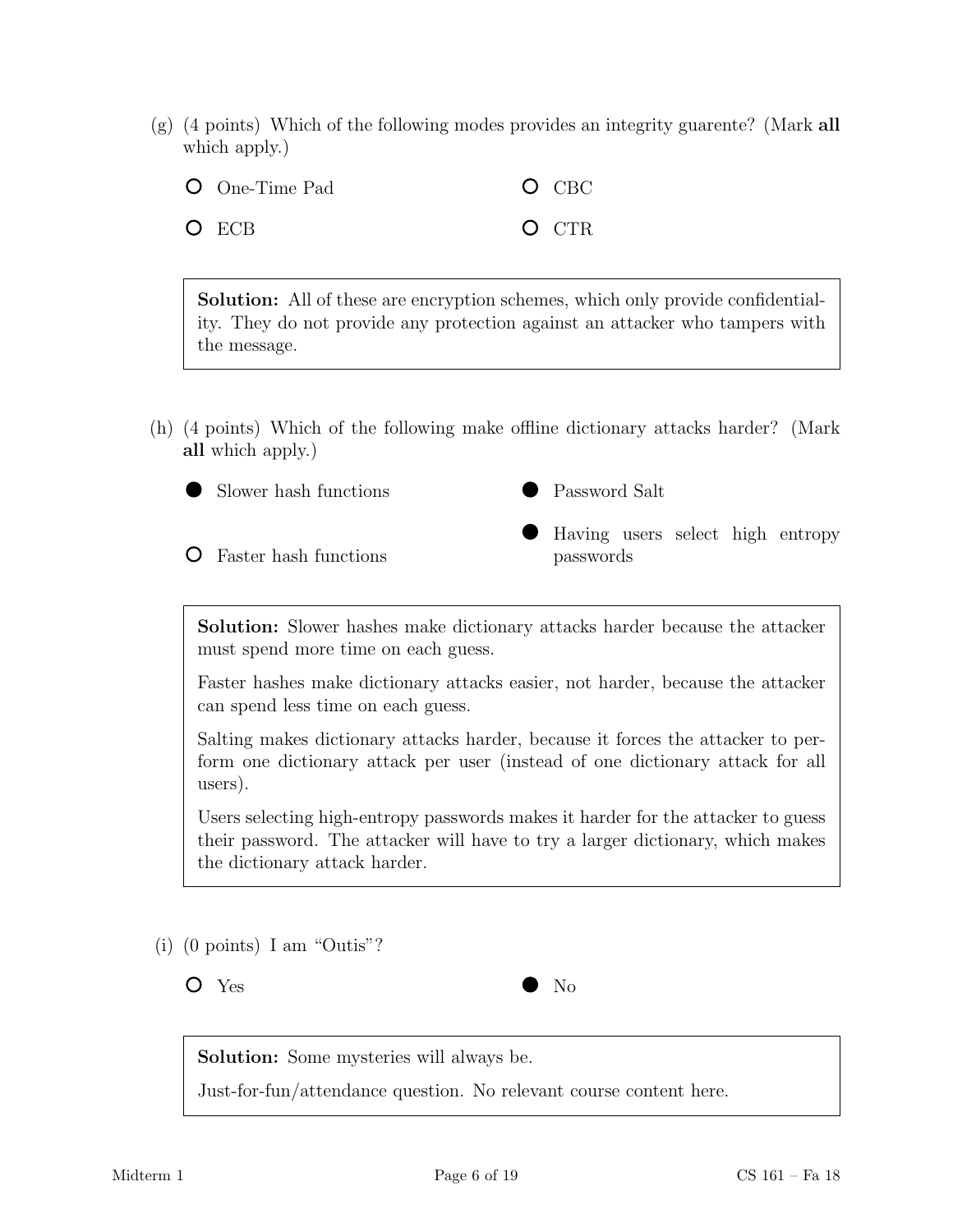(g) (4 points) Which of the following modes provides an integrity guarente? (Mark **all** which apply.)

- ○ One-Time Pad
- ○ CBC
- ○ ECB
- ○ CTR

> **Solution:** All of these are encryption schemes, which only provide confidentiality. They do not provide any protection against an attacker who tampers with the message.

(h) (4 points) Which of the following make offline dictionary attacks harder? (Mark **all** which apply.)

- ● Slower hash functions
- ● Password Salt
- ○ Faster hash functions
- ● Having users select high entropy passwords

> **Solution:** Slower hashes make dictionary attacks harder because the attacker must spend more time on each guess.
>
> Faster hashes make dictionary attacks easier, not harder, because the attacker can spend less time on each guess.
>
> Salting makes dictionary attacks harder, because it forces the attacker to perform one dictionary attack per user (instead of one dictionary attack for all users).
>
> Users selecting high-entropy passwords makes it harder for the attacker to guess their password. The attacker will have to try a larger dictionary, which makes the dictionary attack harder.

(i) (0 points) I am "Outis"?

- ○ Yes
- ● No

> **Solution:** Some mysteries will always be.
>
> Just-for-fun/attendance question. No relevant course content here.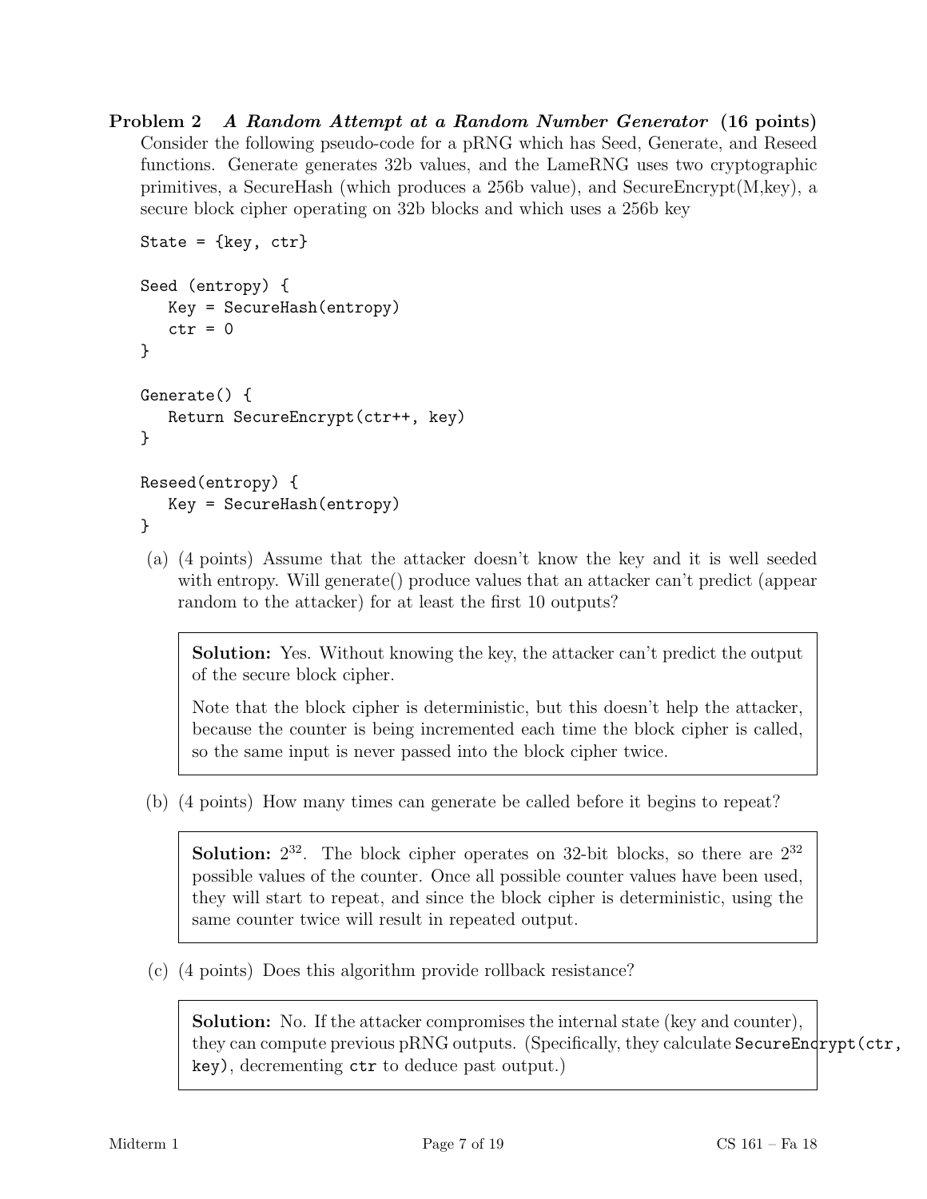**Problem 2** ***A Random Attempt at a Random Number Generator*** **(16 points)**

Consider the following pseudo-code for a pRNG which has Seed, Generate, and Reseed functions. Generate generates 32b values, and the LameRNG uses two cryptographic primitives, a SecureHash (which produces a 256b value), and SecureEncrypt(M,key), a secure block cipher operating on 32b blocks and which uses a 256b key

```
State = {key, ctr}

Seed (entropy) {
   Key = SecureHash(entropy)
   ctr = 0
}

Generate() {
   Return SecureEncrypt(ctr++, key)
}

Reseed(entropy) {
   Key = SecureHash(entropy)
}
```

(a) (4 points) Assume that the attacker doesn't know the key and it is well seeded with entropy. Will generate() produce values that an attacker can't predict (appear random to the attacker) for at least the first 10 outputs?

> **Solution:** Yes. Without knowing the key, the attacker can't predict the output of the secure block cipher.
>
> Note that the block cipher is deterministic, but this doesn't help the attacker, because the counter is being incremented each time the block cipher is called, so the same input is never passed into the block cipher twice.

(b) (4 points) How many times can generate be called before it begins to repeat?

> **Solution:** $2^{32}$. The block cipher operates on 32-bit blocks, so there are $2^{32}$ possible values of the counter. Once all possible counter values have been used, they will start to repeat, and since the block cipher is deterministic, using the same counter twice will result in repeated output.

(c) (4 points) Does this algorithm provide rollback resistance?

> **Solution:** No. If the attacker compromises the internal state (key and counter), they can compute previous pRNG outputs. (Specifically, they calculate `SecureEncrypt(ctr, key)`, decrementing `ctr` to deduce past output.)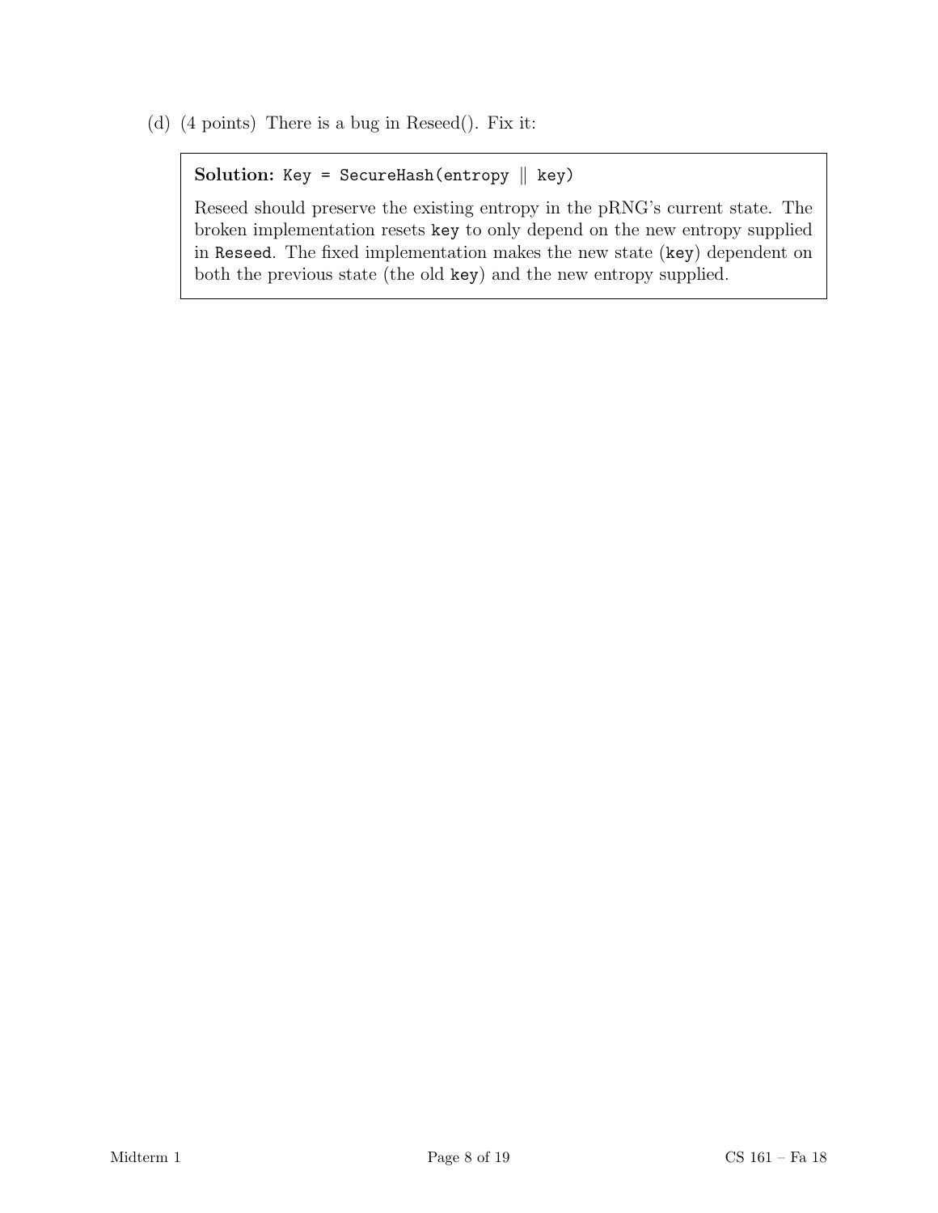(d) (4 points) There is a bug in Reseed(). Fix it:

**Solution:** `Key = SecureHash(entropy || key)`

Reseed should preserve the existing entropy in the pRNG's current state. The broken implementation resets `key` to only depend on the new entropy supplied in `Reseed`. The fixed implementation makes the new state (`key`) dependent on both the previous state (the old `key`) and the new entropy supplied.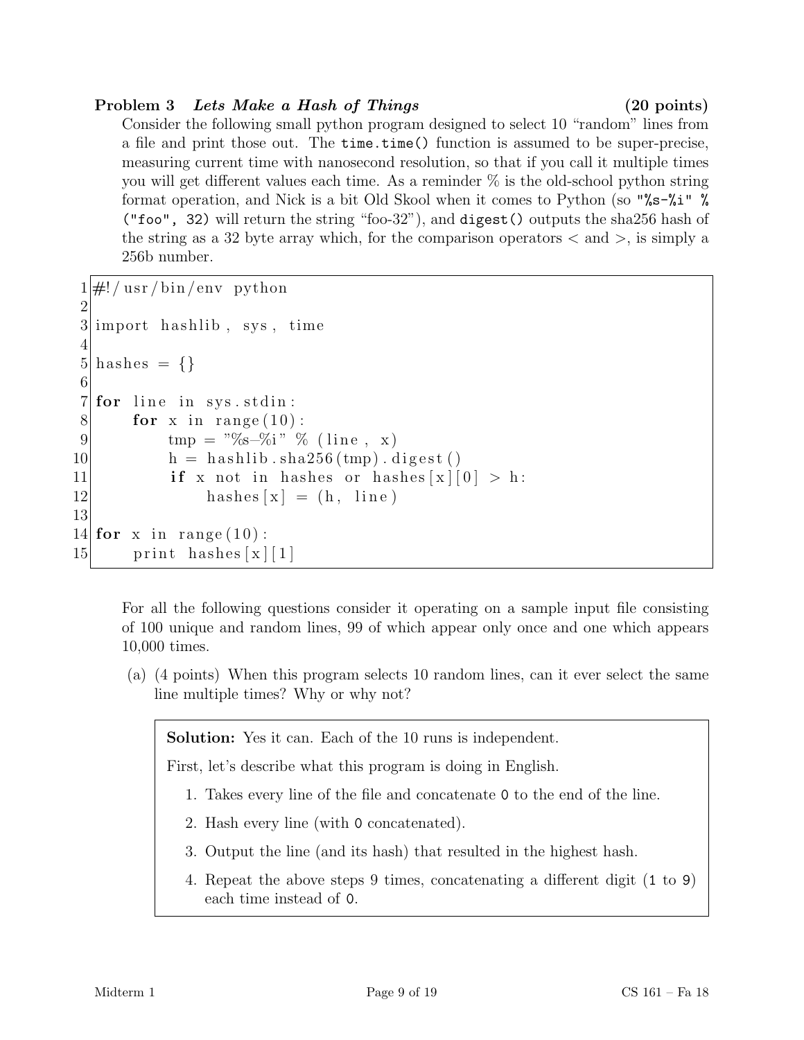## Problem 3 *Lets Make a Hash of Things* (20 points)

Consider the following small python program designed to select 10 "random" lines from a file and print those out. The `time.time()` function is assumed to be super-precise, measuring current time with nanosecond resolution, so that if you call it multiple times you will get different values each time. As a reminder % is the old-school python string format operation, and Nick is a bit Old Skool when it comes to Python (so `"%s-%i" % ("foo", 32)` will return the string "foo-32"), and `digest()` outputs the sha256 hash of the string as a 32 byte array which, for the comparison operators < and >, is simply a 256b number.

```
1  #!/usr/bin/env python
2
3  import hashlib, sys, time
4
5  hashes = {}
6
7  for line in sys.stdin:
8      for x in range(10):
9          tmp = "%s-%i" % (line, x)
10         h = hashlib.sha256(tmp).digest()
11         if x not in hashes or hashes[x][0] > h:
12             hashes[x] = (h, line)
13
14 for x in range(10):
15     print hashes[x][1]
```

For all the following questions consider it operating on a sample input file consisting of 100 unique and random lines, 99 of which appear only once and one which appears 10,000 times.

(a) (4 points) When this program selects 10 random lines, can it ever select the same line multiple times? Why or why not?

> **Solution:** Yes it can. Each of the 10 runs is independent.
>
> First, let's describe what this program is doing in English.
>
> 1. Takes every line of the file and concatenate `0` to the end of the line.
> 2. Hash every line (with `0` concatenated).
> 3. Output the line (and its hash) that resulted in the highest hash.
> 4. Repeat the above steps 9 times, concatenating a different digit (`1` to `9`) each time instead of `0`.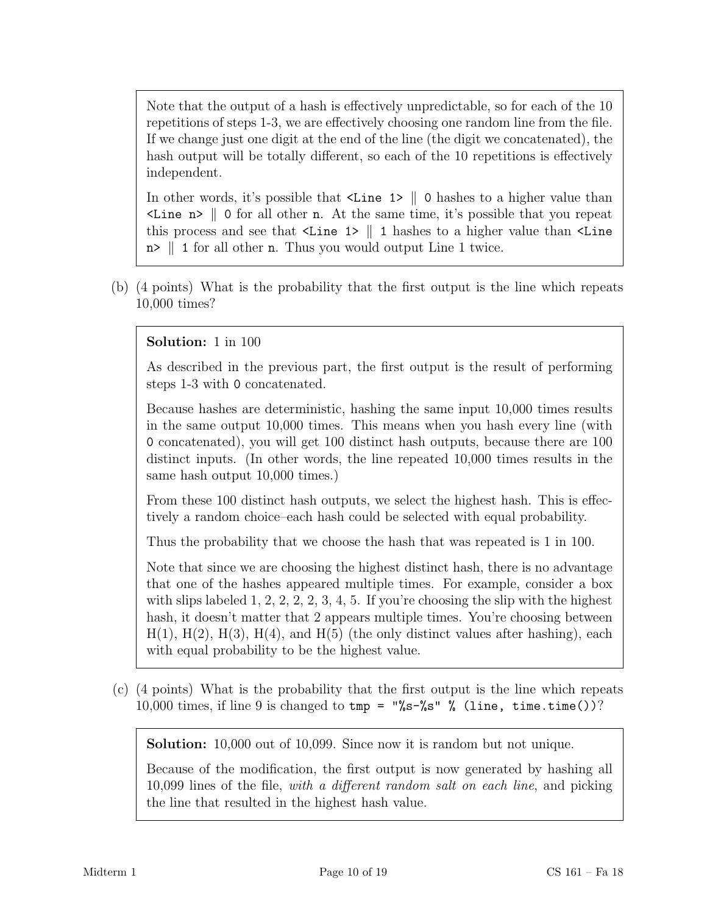Note that the output of a hash is effectively unpredictable, so for each of the 10 repetitions of steps 1-3, we are effectively choosing one random line from the file. If we change just one digit at the end of the line (the digit we concatenated), the hash output will be totally different, so each of the 10 repetitions is effectively independent.

In other words, it's possible that `<Line 1>` ‖ `0` hashes to a higher value than `<Line n>` ‖ `0` for all other `n`. At the same time, it's possible that you repeat this process and see that `<Line 1>` ‖ `1` hashes to a higher value than `<Line n>` ‖ `1` for all other `n`. Thus you would output Line 1 twice.

(b) (4 points) What is the probability that the first output is the line which repeats 10,000 times?

**Solution:** 1 in 100

As described in the previous part, the first output is the result of performing steps 1-3 with `0` concatenated.

Because hashes are deterministic, hashing the same input 10,000 times results in the same output 10,000 times. This means when you hash every line (with `0` concatenated), you will get 100 distinct hash outputs, because there are 100 distinct inputs. (In other words, the line repeated 10,000 times results in the same hash output 10,000 times.)

From these 100 distinct hash outputs, we select the highest hash. This is effectively a random choice–each hash could be selected with equal probability.

Thus the probability that we choose the hash that was repeated is 1 in 100.

Note that since we are choosing the highest distinct hash, there is no advantage that one of the hashes appeared multiple times. For example, consider a box with slips labeled 1, 2, 2, 2, 2, 3, 4, 5. If you're choosing the slip with the highest hash, it doesn't matter that 2 appears multiple times. You're choosing between H(1), H(2), H(3), H(4), and H(5) (the only distinct values after hashing), each with equal probability to be the highest value.

(c) (4 points) What is the probability that the first output is the line which repeats 10,000 times, if line 9 is changed to `tmp = "%s-%s" % (line, time.time())`?

**Solution:** 10,000 out of 10,099. Since now it is random but not unique.

Because of the modification, the first output is now generated by hashing all 10,099 lines of the file, *with a different random salt on each line*, and picking the line that resulted in the highest hash value.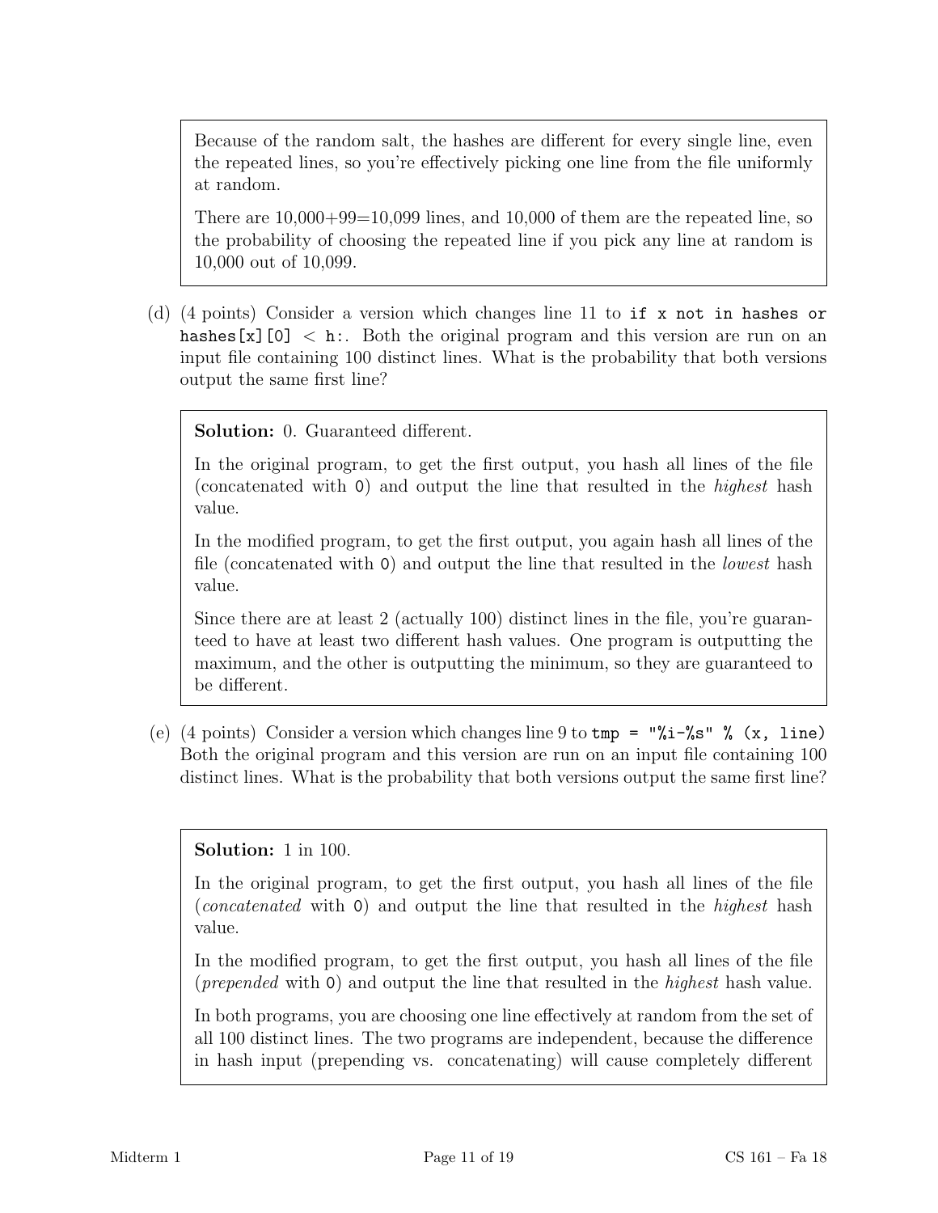> Because of the random salt, the hashes are different for every single line, even the repeated lines, so you're effectively picking one line from the file uniformly at random.
>
> There are 10,000+99=10,099 lines, and 10,000 of them are the repeated line, so the probability of choosing the repeated line if you pick any line at random is 10,000 out of 10,099.

(d) (4 points) Consider a version which changes line 11 to `if x not in hashes or hashes[x][0] < h:`. Both the original program and this version are run on an input file containing 100 distinct lines. What is the probability that both versions output the same first line?

> **Solution:** 0. Guaranteed different.
>
> In the original program, to get the first output, you hash all lines of the file (concatenated with `0`) and output the line that resulted in the *highest* hash value.
>
> In the modified program, to get the first output, you again hash all lines of the file (concatenated with `0`) and output the line that resulted in the *lowest* hash value.
>
> Since there are at least 2 (actually 100) distinct lines in the file, you're guaranteed to have at least two different hash values. One program is outputting the maximum, and the other is outputting the minimum, so they are guaranteed to be different.

(e) (4 points) Consider a version which changes line 9 to `tmp = "%i-%s" % (x, line)` Both the original program and this version are run on an input file containing 100 distinct lines. What is the probability that both versions output the same first line?

> **Solution:** 1 in 100.
>
> In the original program, to get the first output, you hash all lines of the file (*concatenated* with `0`) and output the line that resulted in the *highest* hash value.
>
> In the modified program, to get the first output, you hash all lines of the file (*prepended* with `0`) and output the line that resulted in the *highest* hash value.
>
> In both programs, you are choosing one line effectively at random from the set of all 100 distinct lines. The two programs are independent, because the difference in hash input (prepending vs. concatenating) will cause completely different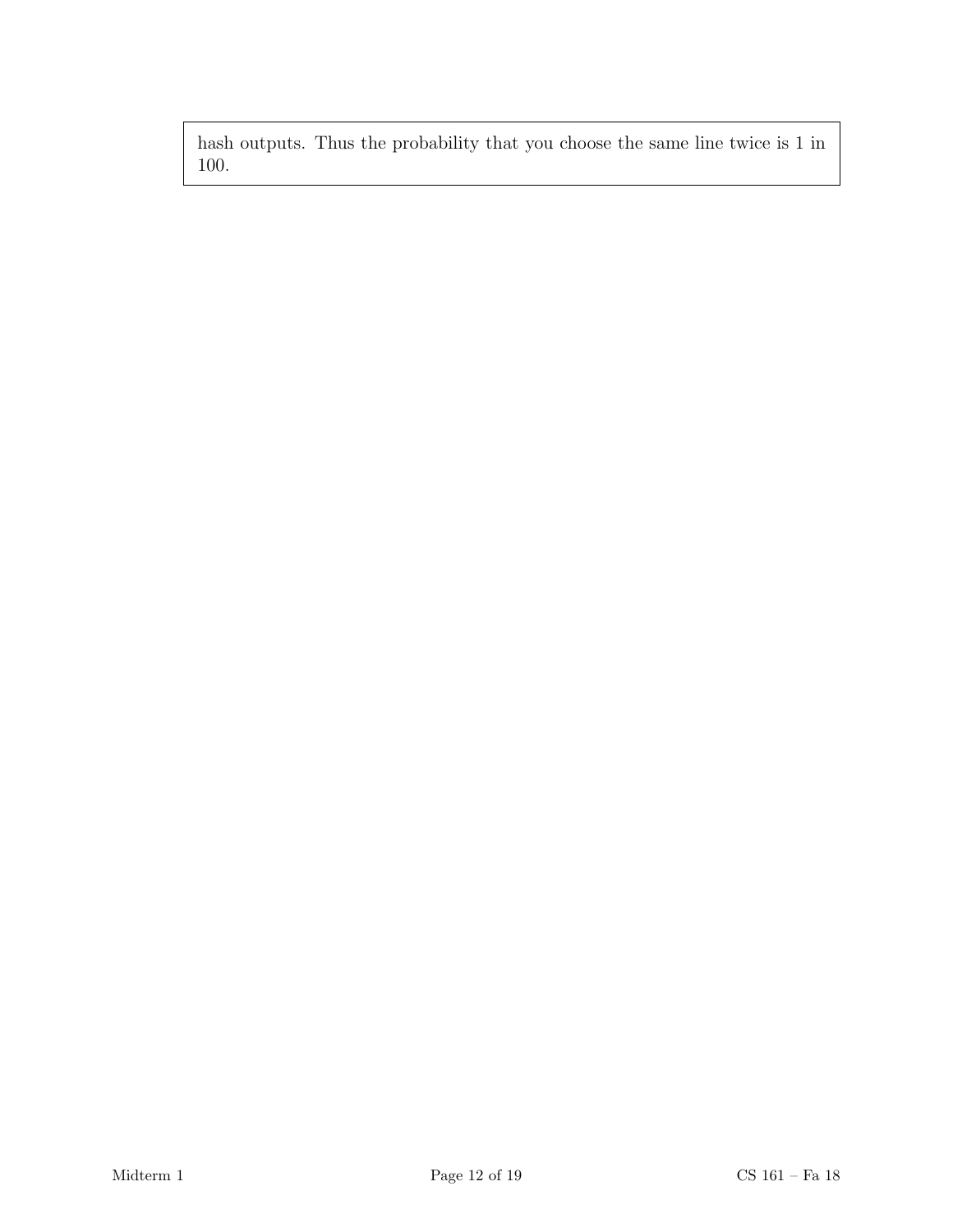hash outputs. Thus the probability that you choose the same line twice is 1 in 100.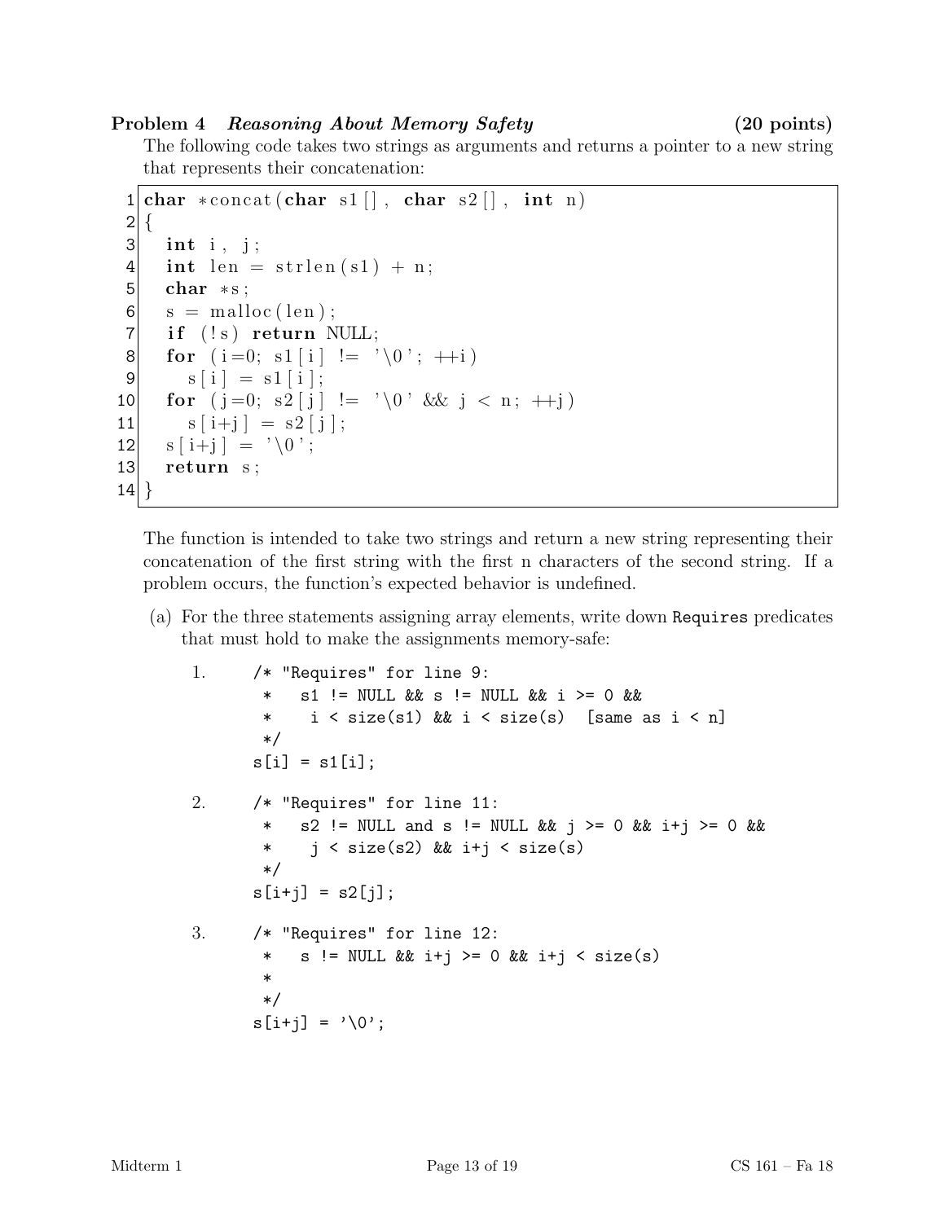**Problem 4** ***Reasoning About Memory Safety*** **(20 points)**

The following code takes two strings as arguments and returns a pointer to a new string that represents their concatenation:

```
 1 char *concat(char s1[], char s2[], int n)
 2 {
 3   int i, j;
 4   int len = strlen(s1) + n;
 5   char *s;
 6   s = malloc(len);
 7   if (!s) return NULL;
 8   for (i=0; s1[i] != '\0'; ++i)
 9     s[i] = s1[i];
10   for (j=0; s2[j] != '\0' && j < n; ++j)
11     s[i+j] = s2[j];
12   s[i+j] = '\0';
13   return s;
14 }
```

The function is intended to take two strings and return a new string representing their concatenation of the first string with the first n characters of the second string. If a problem occurs, the function's expected behavior is undefined.

(a) For the three statements assigning array elements, write down `Requires` predicates that must hold to make the assignments memory-safe:

1.

```
/* "Requires" for line 9:
 *   s1 != NULL && s != NULL && i >= 0 &&
 *    i < size(s1) && i < size(s)  [same as i < n]
 */
s[i] = s1[i];
```

2.

```
/* "Requires" for line 11:
 *   s2 != NULL and s != NULL && j >= 0 && i+j >= 0 &&
 *    j < size(s2) && i+j < size(s)
 */
s[i+j] = s2[j];
```

3.

```
/* "Requires" for line 12:
 *   s != NULL && i+j >= 0 && i+j < size(s)
 *
 */
s[i+j] = '\0';
```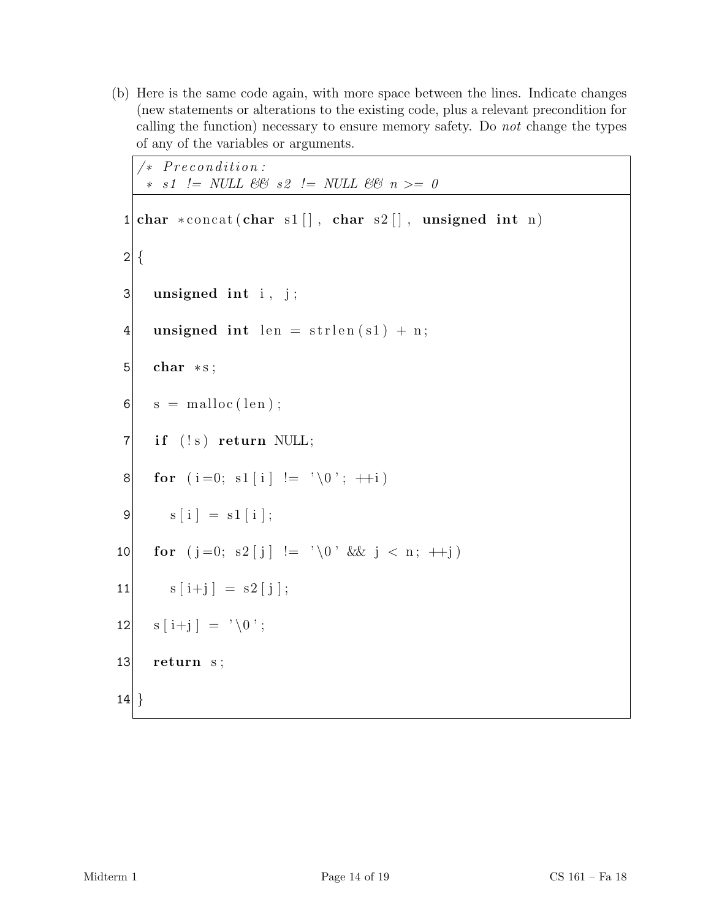(b) Here is the same code again, with more space between the lines. Indicate changes (new statements or alterations to the existing code, plus a relevant precondition for calling the function) necessary to ensure memory safety. Do *not* change the types of any of the variables or arguments.

```
/* Precondition:
 * s1 != NULL && s2 != NULL && n >= 0

 1 char *concat(char s1[], char s2[], unsigned int n)
 2 {
 3   unsigned int i, j;
 4   unsigned int len = strlen(s1) + n;
 5   char *s;
 6   s = malloc(len);
 7   if (!s) return NULL;
 8   for (i=0; s1[i] != '\0'; ++i)
 9     s[i] = s1[i];
10   for (j=0; s2[j] != '\0' && j < n; ++j)
11     s[i+j] = s2[j];
12   s[i+j] = '\0';
13   return s;
14 }
```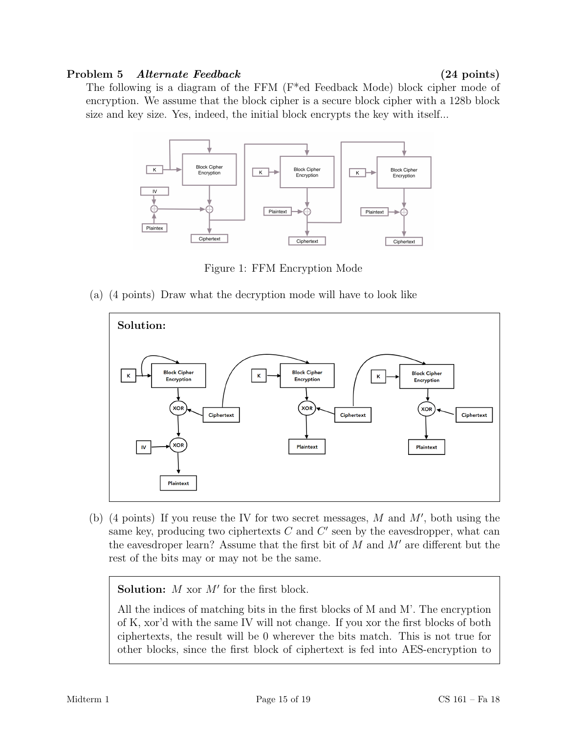## Problem 5 *Alternate Feedback* (24 points)

The following is a diagram of the FFM (F*ed Feedback Mode) block cipher mode of encryption. We assume that the block cipher is a secure block cipher with a 128b block size and key size. Yes, indeed, the initial block encrypts the key with itself...

Figure 1: FFM Encryption Mode

(a) (4 points) Draw what the decryption mode will have to look like

**Solution:**

(b) (4 points) If you reuse the IV for two secret messages, $M$ and $M'$, both using the same key, producing two ciphertexts $C$ and $C'$ seen by the eavesdropper, what can the eavesdroper learn? Assume that the first bit of $M$ and $M'$ are different but the rest of the bits may or may not be the same.

**Solution:** $M$ xor $M'$ for the first block.

All the indices of matching bits in the first blocks of M and M'. The encryption of K, xor'd with the same IV will not change. If you xor the first blocks of both ciphertexts, the result will be 0 wherever the bits match. This is not true for other blocks, since the first block of ciphertext is fed into AES-encryption to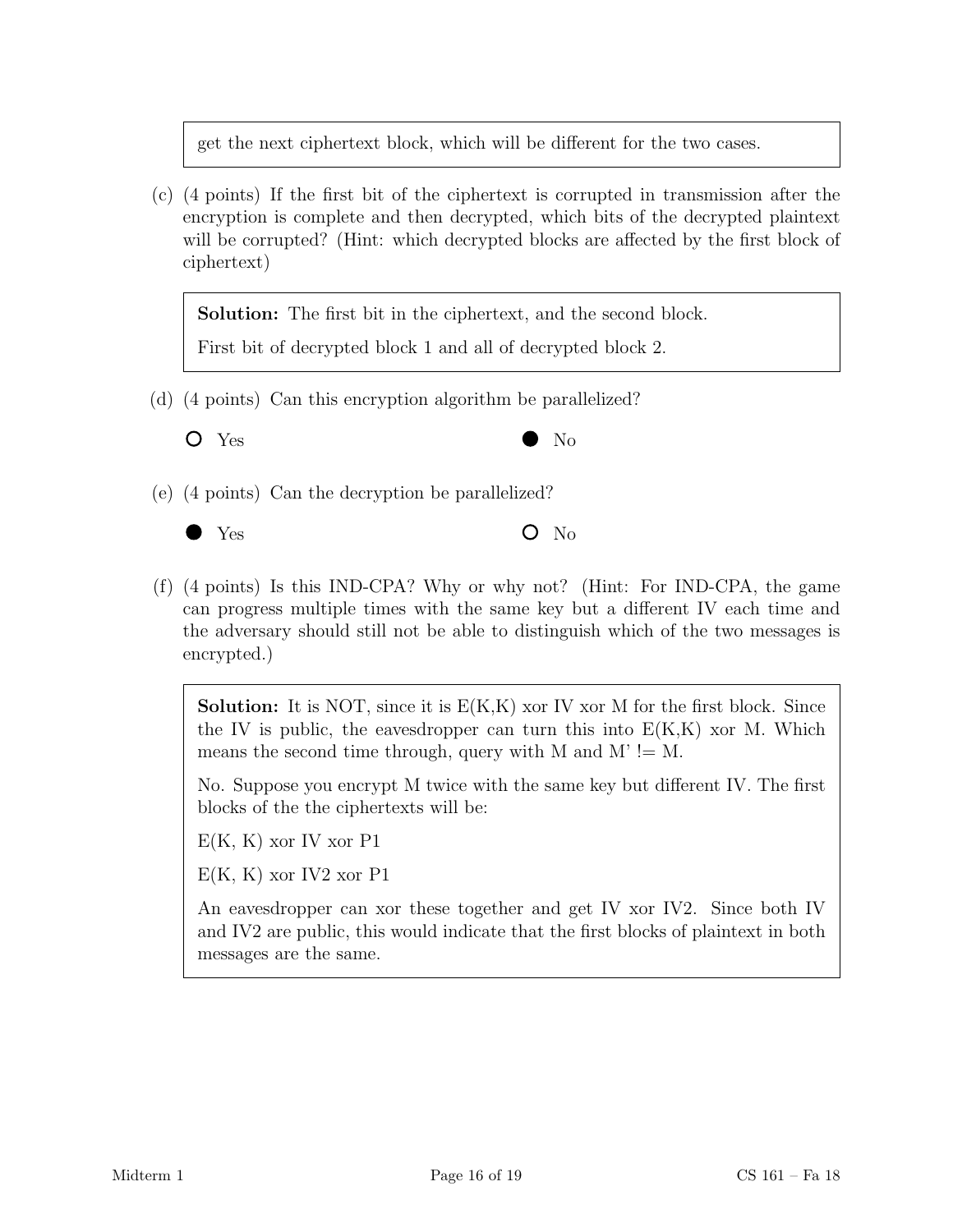get the next ciphertext block, which will be different for the two cases.

(c) (4 points) If the first bit of the ciphertext is corrupted in transmission after the encryption is complete and then decrypted, which bits of the decrypted plaintext will be corrupted? (Hint: which decrypted blocks are affected by the first block of ciphertext)

> **Solution:** The first bit in the ciphertext, and the second block.
>
> First bit of decrypted block 1 and all of decrypted block 2.

(d) (4 points) Can this encryption algorithm be parallelized?

○ Yes ● No

(e) (4 points) Can the decryption be parallelized?

● Yes ○ No

(f) (4 points) Is this IND-CPA? Why or why not? (Hint: For IND-CPA, the game can progress multiple times with the same key but a different IV each time and the adversary should still not be able to distinguish which of the two messages is encrypted.)

> **Solution:** It is NOT, since it is E(K,K) xor IV xor M for the first block. Since the IV is public, the eavesdropper can turn this into E(K,K) xor M. Which means the second time through, query with M and M' != M.
>
> No. Suppose you encrypt M twice with the same key but different IV. The first blocks of the the ciphertexts will be:
>
> E(K, K) xor IV xor P1
>
> E(K, K) xor IV2 xor P1
>
> An eavesdropper can xor these together and get IV xor IV2. Since both IV and IV2 are public, this would indicate that the first blocks of plaintext in both messages are the same.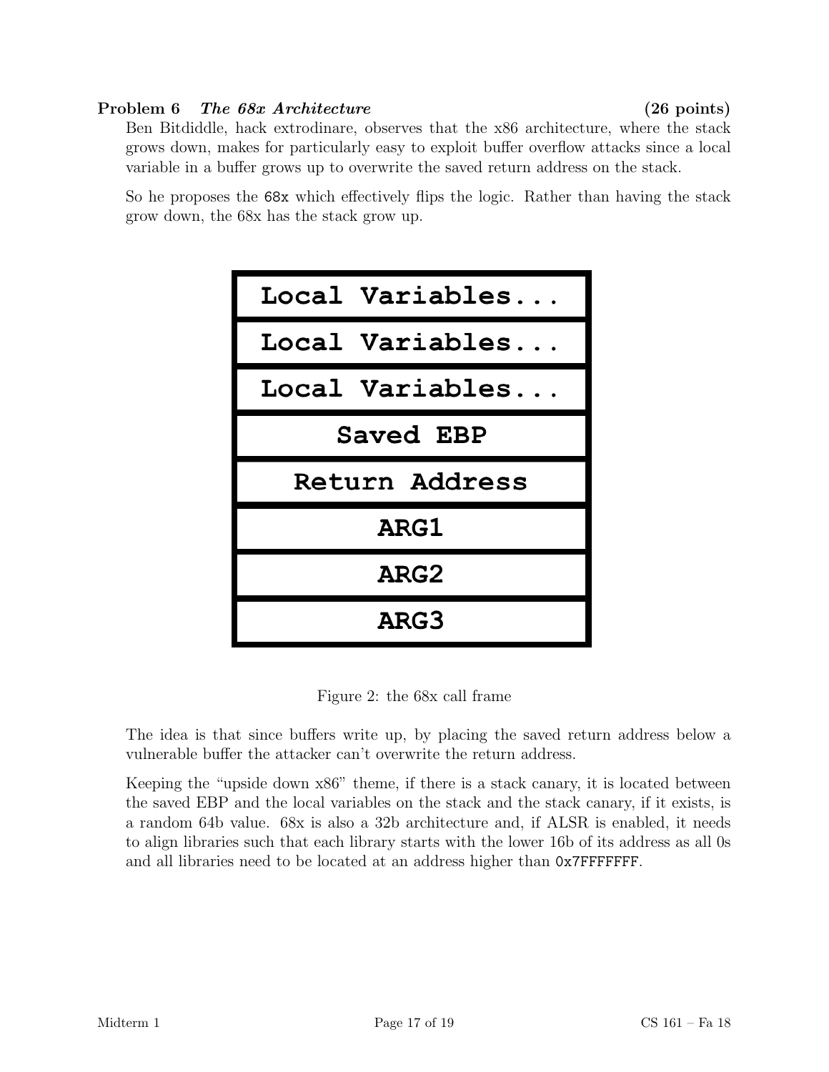**Problem 6** ***The 68x Architecture*** **(26 points)**

Ben Bitdiddle, hack extrodinare, observes that the x86 architecture, where the stack grows down, makes for particularly easy to exploit buffer overflow attacks since a local variable in a buffer grows up to overwrite the saved return address on the stack.

So he proposes the `68x` which effectively flips the logic. Rather than having the stack grow down, the 68x has the stack grow up.

| Local Variables... |
|---|
| Local Variables... |
| Local Variables... |
| Saved EBP |
| Return Address |
| ARG1 |
| ARG2 |
| ARG3 |

Figure 2: the 68x call frame

The idea is that since buffers write up, by placing the saved return address below a vulnerable buffer the attacker can't overwrite the return address.

Keeping the "upside down x86" theme, if there is a stack canary, it is located between the saved EBP and the local variables on the stack and the stack canary, if it exists, is a random 64b value. 68x is also a 32b architecture and, if ALSR is enabled, it needs to align libraries such that each library starts with the lower 16b of its address as all 0s and all libraries need to be located at an address higher than `0x7FFFFFFF`.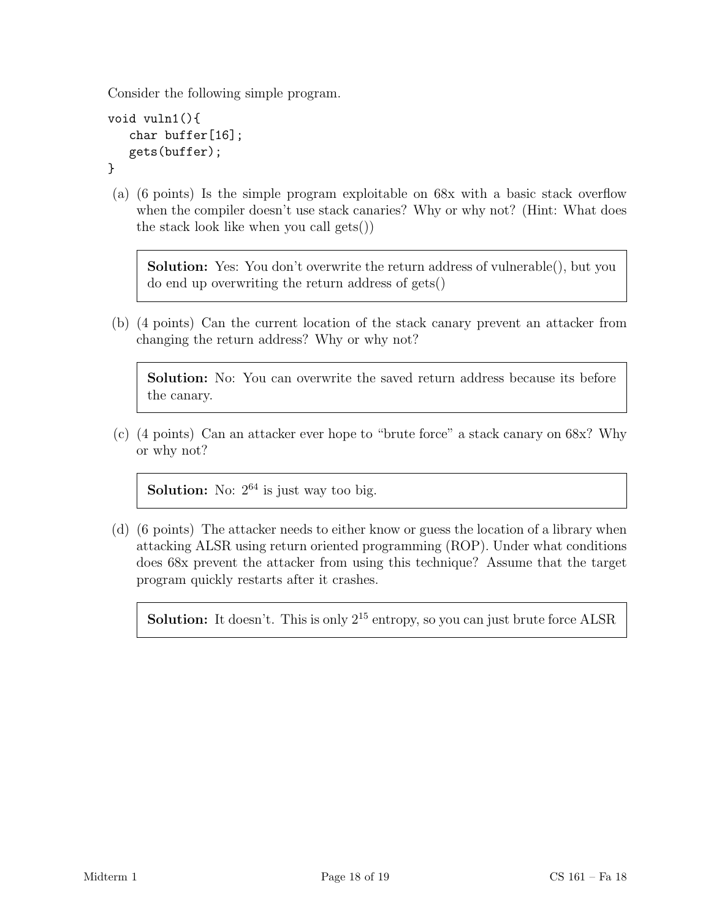Consider the following simple program.

```
void vuln1(){
   char buffer[16];
   gets(buffer);
}
```

(a) (6 points) Is the simple program exploitable on 68x with a basic stack overflow when the compiler doesn't use stack canaries? Why or why not? (Hint: What does the stack look like when you call gets())

> **Solution:** Yes: You don't overwrite the return address of vulnerable(), but you do end up overwriting the return address of gets()

(b) (4 points) Can the current location of the stack canary prevent an attacker from changing the return address? Why or why not?

> **Solution:** No: You can overwrite the saved return address because its before the canary.

(c) (4 points) Can an attacker ever hope to "brute force" a stack canary on 68x? Why or why not?

> **Solution:** No: $2^{64}$ is just way too big.

(d) (6 points) The attacker needs to either know or guess the location of a library when attacking ALSR using return oriented programming (ROP). Under what conditions does 68x prevent the attacker from using this technique? Assume that the target program quickly restarts after it crashes.

> **Solution:** It doesn't. This is only $2^{15}$ entropy, so you can just brute force ALSR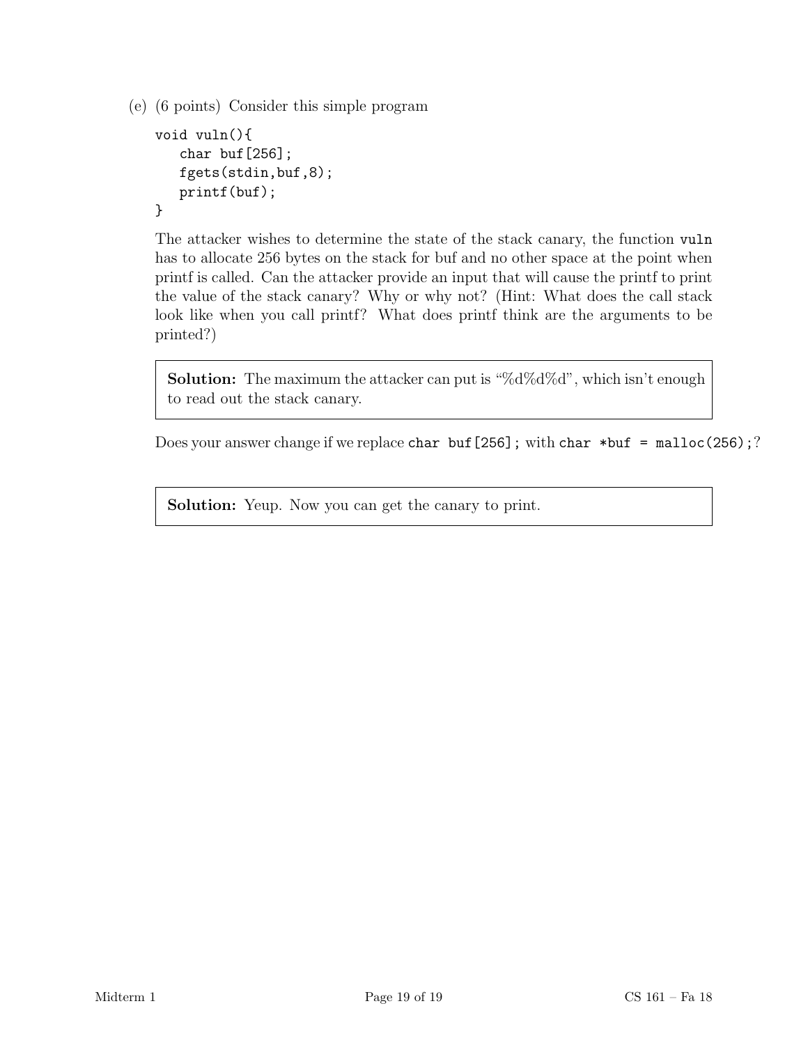(e) (6 points) Consider this simple program

```
void vuln(){
   char buf[256];
   fgets(stdin,buf,8);
   printf(buf);
}
```

The attacker wishes to determine the state of the stack canary, the function `vuln` has to allocate 256 bytes on the stack for buf and no other space at the point when printf is called. Can the attacker provide an input that will cause the printf to print the value of the stack canary? Why or why not? (Hint: What does the call stack look like when you call printf? What does printf think are the arguments to be printed?)

> **Solution:** The maximum the attacker can put is "%d%d%d", which isn't enough to read out the stack canary.

Does your answer change if we replace `char buf[256];` with `char *buf = malloc(256);`?

> **Solution:** Yeup. Now you can get the canary to print.